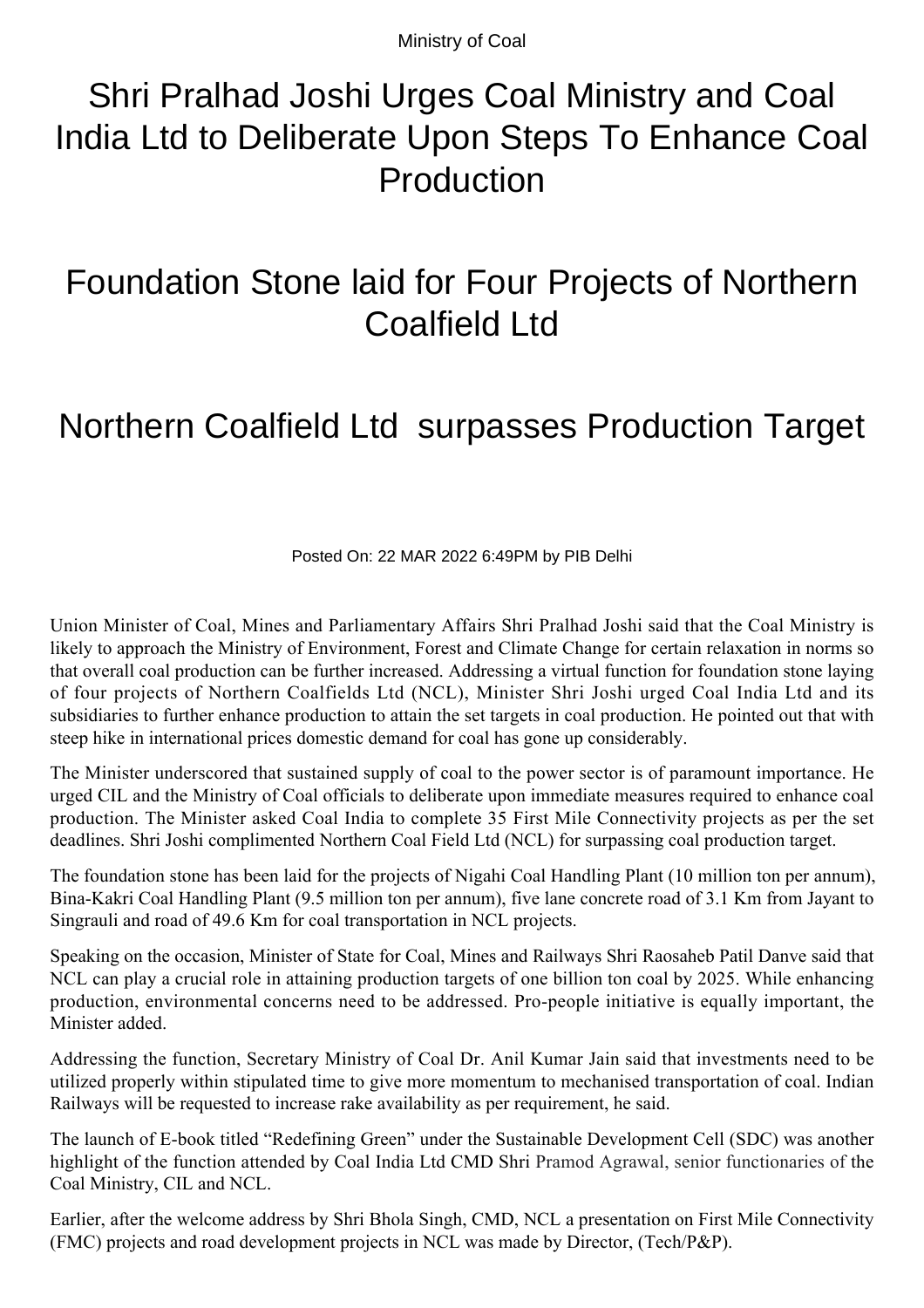Ministry of Coal

# Shri Pralhad Joshi Urges Coal Ministry and Coal India Ltd to Deliberate Upon Steps To Enhance Coal Production

# Foundation Stone laid for Four Projects of Northern Coalfield Ltd

# Northern Coalfield Ltd surpasses Production Target

Posted On: 22 MAR 2022 6:49PM by PIB Delhi

Union Minister of Coal, Mines and Parliamentary Affairs Shri Pralhad Joshi said that the Coal Ministry is likely to approach the Ministry of Environment, Forest and Climate Change for certain relaxation in norms so that overall coal production can be further increased. Addressing a virtual function for foundation stone laying of four projects of Northern Coalfields Ltd (NCL), Minister Shri Joshi urged Coal India Ltd and its subsidiaries to further enhance production to attain the set targets in coal production. He pointed out that with steep hike in international prices domestic demand for coal has gone up considerably.

The Minister underscored that sustained supply of coal to the power sector is of paramount importance. He urged CIL and the Ministry of Coal officials to deliberate upon immediate measures required to enhance coal production. The Minister asked Coal India to complete 35 First Mile Connectivity projects as per the set deadlines. Shri Joshi complimented Northern Coal Field Ltd (NCL) for surpassing coal production target.

The foundation stone has been laid for the projects of Nigahi Coal Handling Plant (10 million ton per annum), Bina-Kakri Coal Handling Plant (9.5 million ton per annum), five lane concrete road of 3.1 Km from Jayant to Singrauli and road of 49.6 Km for coal transportation in NCL projects.

Speaking on the occasion, Minister of State for Coal, Mines and Railways Shri Raosaheb Patil Danve said that NCL can play a crucial role in attaining production targets of one billion ton coal by 2025. While enhancing production, environmental concerns need to be addressed. Pro-people initiative is equally important, the Minister added.

Addressing the function, Secretary Ministry of Coal Dr. Anil Kumar Jain said that investments need to be utilized properly within stipulated time to give more momentum to mechanised transportation of coal. Indian Railways will be requested to increase rake availability as per requirement, he said.

The launch of E-book titled “Redefining Green” under the Sustainable Development Cell (SDC) was another highlight of the function attended by Coal India Ltd CMD Shri Pramod Agrawal, senior functionaries of the Coal Ministry, CIL and NCL.

Earlier, after the welcome address by Shri Bhola Singh, CMD, NCL a presentation on First Mile Connectivity (FMC) projects and road development projects in NCL was made by Director, (Tech/P&P).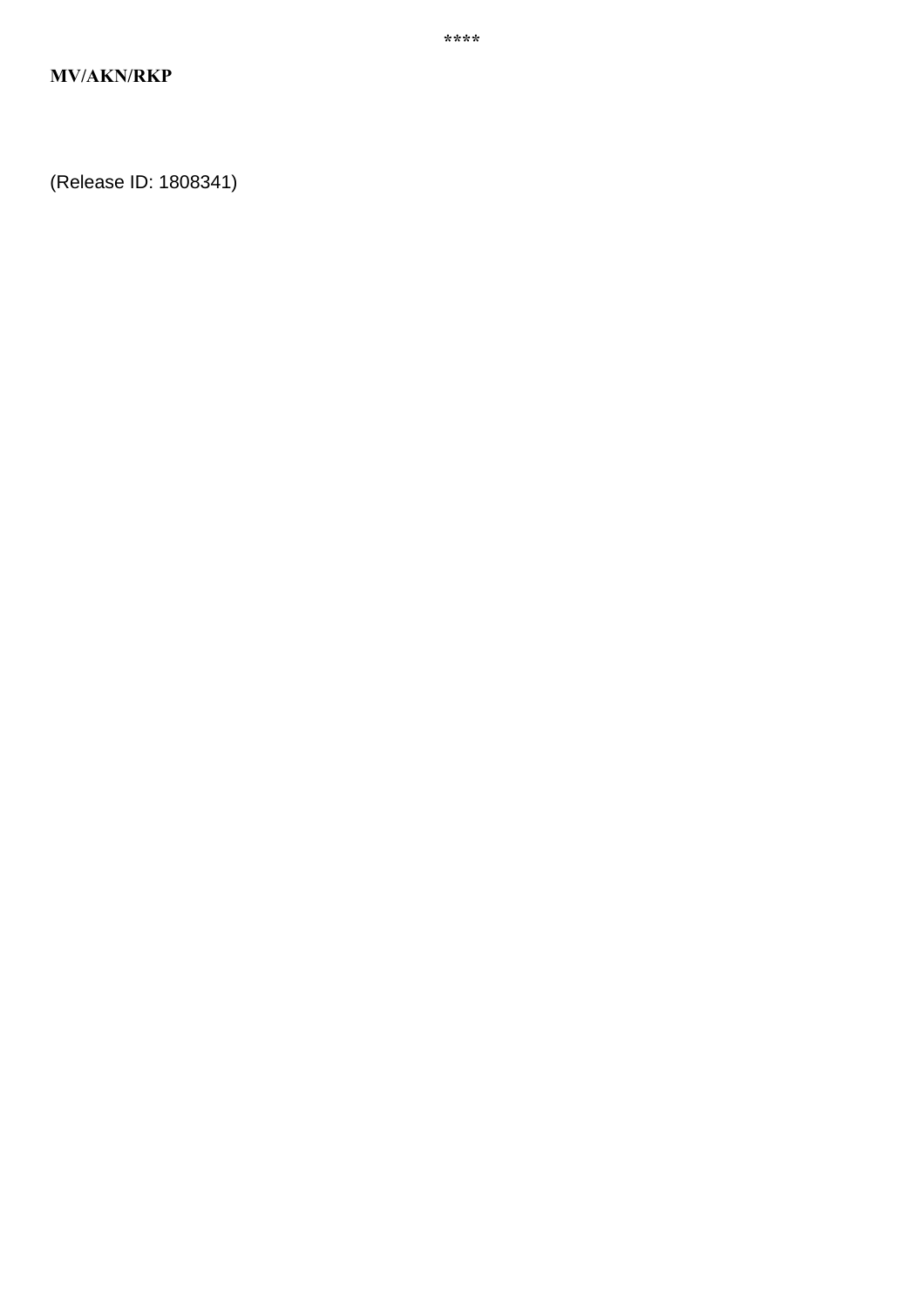****

**MV/AKN/RKP**

(Release ID: 1808341)